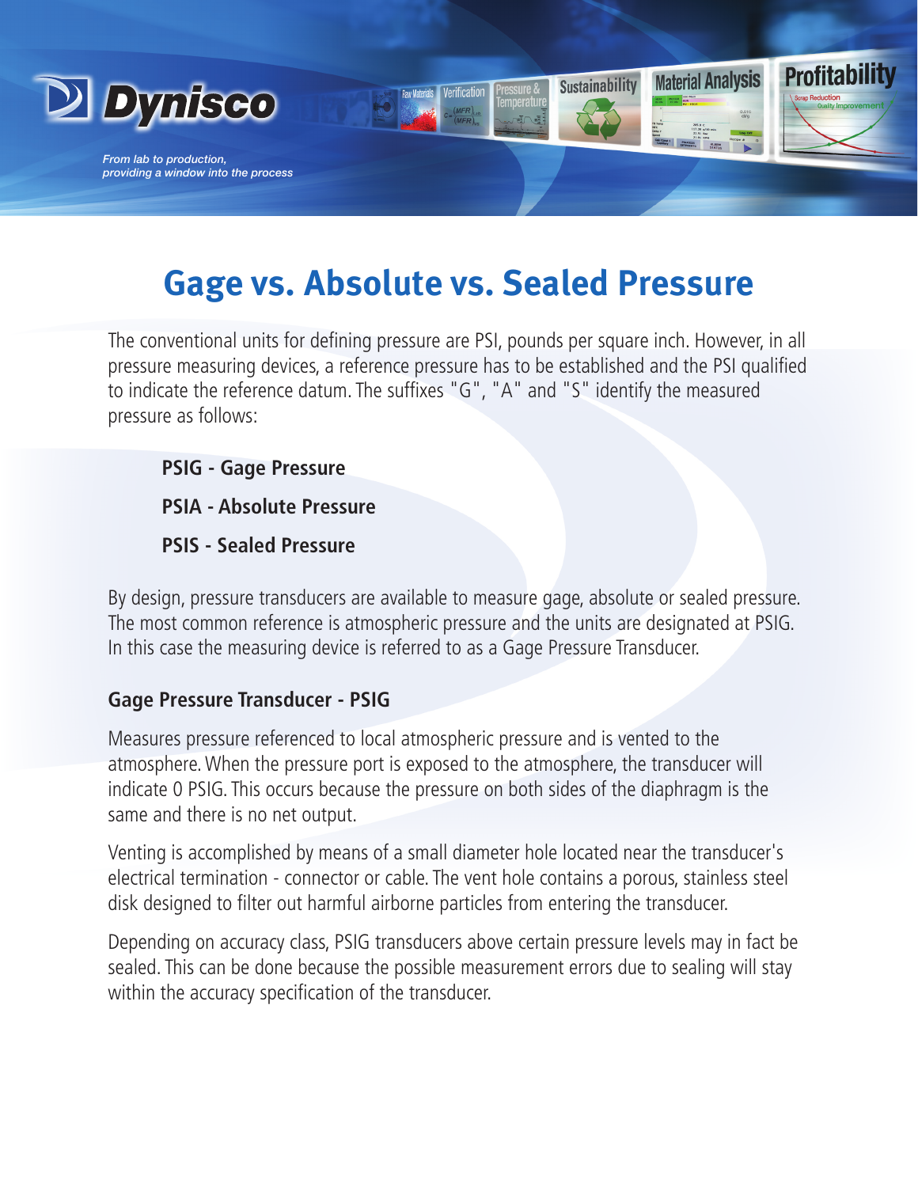# Gage vs. Absolute vs. Sealed Pressure

The conventional units for defining pressure are PSI, pounds per square inch. However, in all pressure measuring devices, a reference pressure has to be established and the PSI qualified to indicate the reference datum. The suffixes "G", "A" and "S" identify the measured pressure as follows:

**PSIG - Gage Pressure**

**PSIA - Absolute Pressure**

**PSIS - Sealed Pressure**

By design, pressure transducers are available to measure gage, absolute or sealed pressure. The most common reference is atmospheric pressure and the units are designated at PSIG. In this case the measuring device is referred to as a Gage Pressure Transducer.

## Gage Pressure Transducer - PSIG

Measures pressure referenced to local atmospheric pressure and is vented to the atmosphere. When the pressure port is exposed to the atmosphere, the transducer will indicate 0 PSIG. This occurs because the pressure on both sides of the diaphragm is the same and there is no net output.

Venting is accomplished by means of a small diameter hole located near the transducer's electrical termination - connector or cable. The vent hole contains a porous, stainless steel disk designed to filter out harmful airborne particles from entering the transducer.

Depending on accuracy class, PSIG transducers above certain pressure levels may in fact be sealed. This can be done because the possible measurement errors due to sealing will stay within the accuracy specification of the transducer.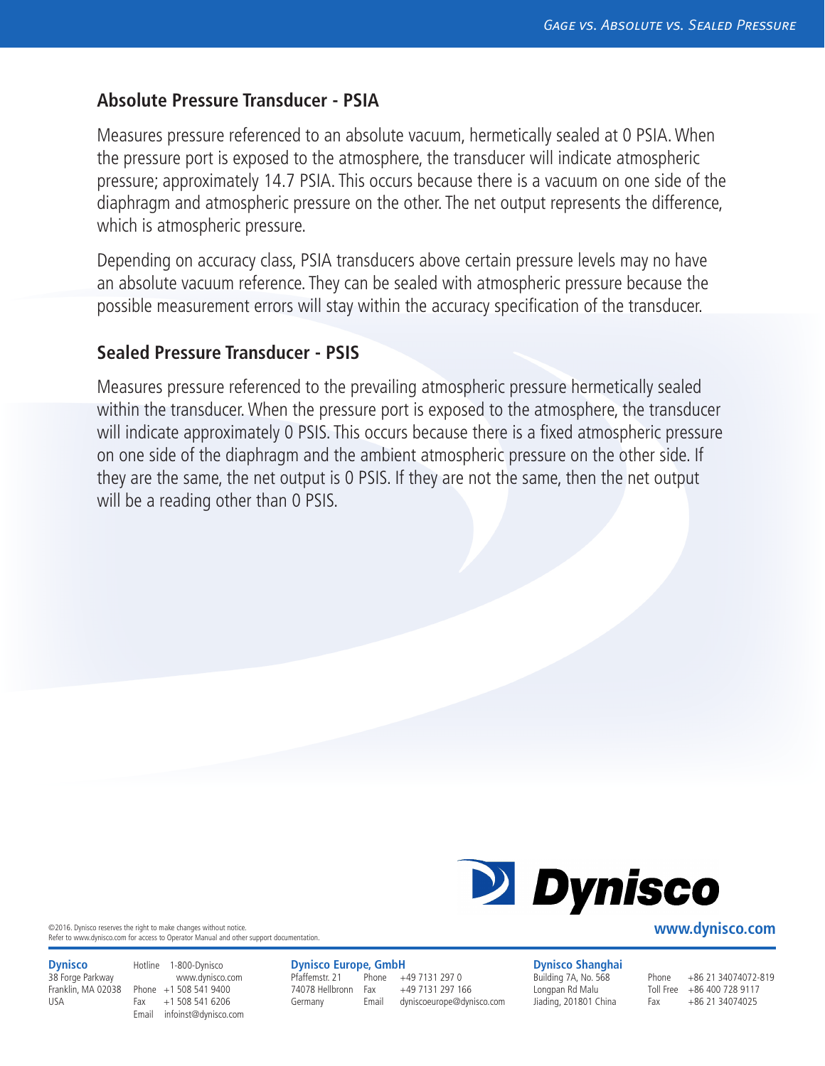## Absolute Pressure Transducer - PSIA

Measures pressure referenced to an absolute vacuum, hermetically sealed at 0 PSIA. When the pressure port is exposed to the atmosphere, the transducer will indicate atmospheric pressure; approximately 14.7 PSIA. This occurs because there is a vacuum on one side of the diaphragm and atmospheric pressure on the other. The net output represents the difference, which is atmospheric pressure.

Depending on accuracy class, PSIA transducers above certain pressure levels may no have an absolute vacuum reference. They can be sealed with atmospheric pressure because the possible measurement errors will stay within the accuracy specification of the transducer.

## Sealed Pressure Transducer - PSIS

Measures pressure referenced to the prevailing atmospheric pressure hermetically sealed within the transducer. When the pressure port is exposed to the atmosphere, the transducer will indicate approximately 0 PSIS. This occurs because there is a fixed atmospheric pressure on one side of the diaphragm and the ambient atmospheric pressure on the other side. If they are the same, the net output is 0 PSIS. If they are not the same, then the net output will be a reading other than 0 PSIS.

Dynisco

www.dynisco.com

©2016. Dynisco reserves the right to make changes without notice.
Refer to www.dynisco.com for access to Operator Manual and other support documentation.

**Dynisco**
38 Forge Parkway
Franklin, MA 02038
USA

Hotline 1-800-Dynisco
www.dynisco.com
Phone +1 508 541 9400
Fax +1 508 541 6206
Email infoinst@dynisco.com

**Dynisco Europe, GmbH**
Pfaffenstr. 21
74078 Hellbronn
Germany

Phone +49 7131 297 0
Fax +49 7131 297 166
Email dyniscoeurope@dynisco.com

**Dynisco Shanghai**
Building 7A, No. 568
Longpan Rd Malu
Jiading, 201801 China

Phone +86 21 34074072-819
Toll Free +86 400 728 9117
Fax +86 21 34074025